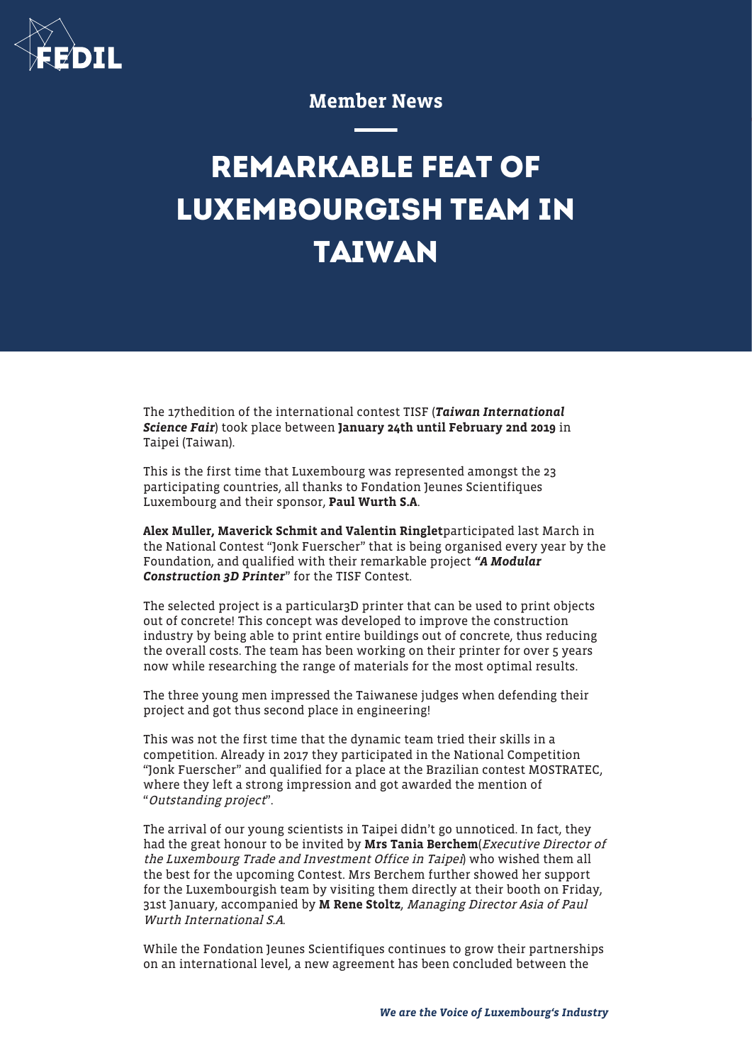Member News

# REMARKABLE FEAT OF LUXEMBOURGISH TEAM IN TAIWAN

The 17thedition of the international contest TISF (***Taiwan International Science Fair***) took place between **January 24th until February 2nd 2019** in Taipei (Taiwan).

This is the first time that Luxembourg was represented amongst the 23 participating countries, all thanks to Fondation Jeunes Scientifiques Luxembourg and their sponsor, **Paul Wurth S.A**.

**Alex Muller, Maverick Schmit and Valentin Ringlet**participated last March in the National Contest "Jonk Fuerscher" that is being organised every year by the Foundation, and qualified with their remarkable project ***"A Modular Construction 3D Printer***" for the TISF Contest.

The selected project is a particular3D printer that can be used to print objects out of concrete! This concept was developed to improve the construction industry by being able to print entire buildings out of concrete, thus reducing the overall costs. The team has been working on their printer for over 5 years now while researching the range of materials for the most optimal results.

The three young men impressed the Taiwanese judges when defending their project and got thus second place in engineering!

This was not the first time that the dynamic team tried their skills in a competition. Already in 2017 they participated in the National Competition "Jonk Fuerscher" and qualified for a place at the Brazilian contest MOSTRATEC, where they left a strong impression and got awarded the mention of "*Outstanding project*".

The arrival of our young scientists in Taipei didn't go unnoticed. In fact, they had the great honour to be invited by **Mrs Tania Berchem**(*Executive Director of the Luxembourg Trade and Investment Office in Taipei*) who wished them all the best for the upcoming Contest. Mrs Berchem further showed her support for the Luxembourgish team by visiting them directly at their booth on Friday, 31st January, accompanied by **M Rene Stoltz**, *Managing Director Asia of Paul Wurth International S.A.*

While the Fondation Jeunes Scientifiques continues to grow their partnerships on an international level, a new agreement has been concluded between the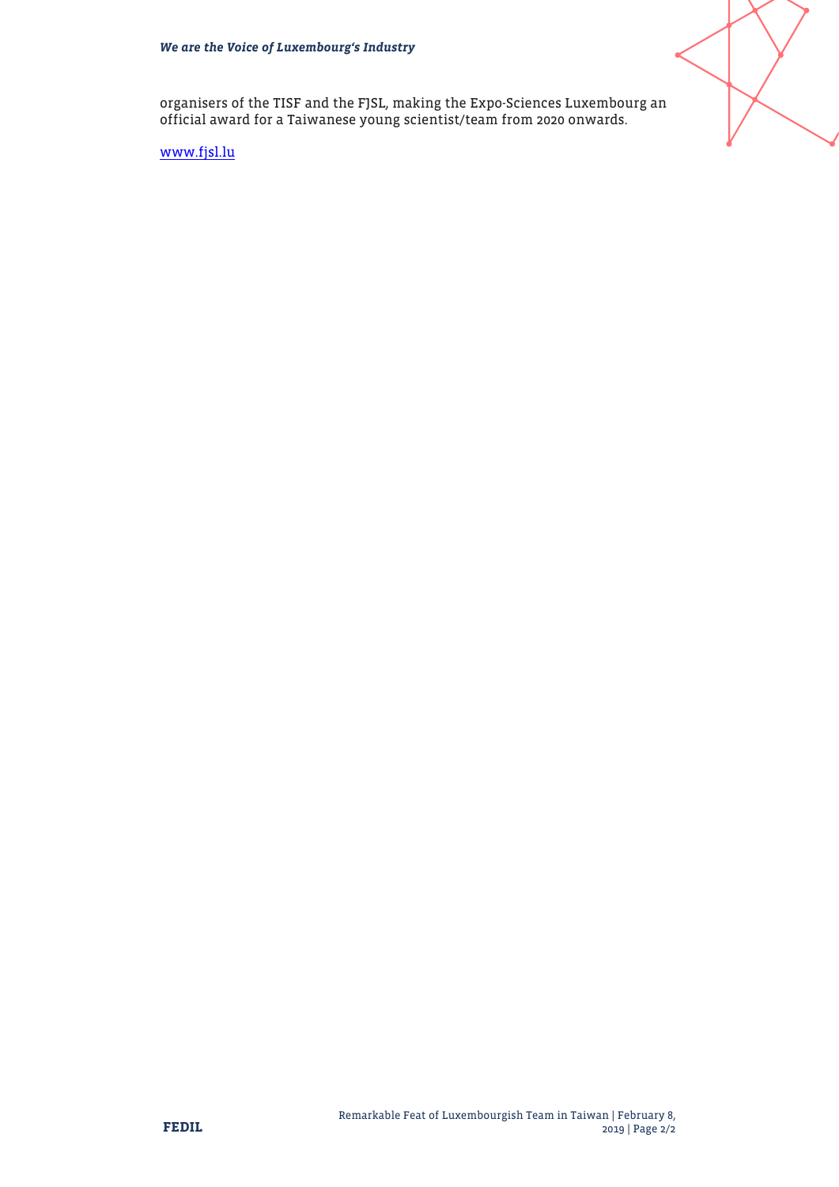organisers of the TISF and the FJSL, making the Expo-Sciences Luxembourg an official award for a Taiwanese young scientist/team from 2020 onwards.

[www.fjsl.lu](http://www.fjsl.lu)